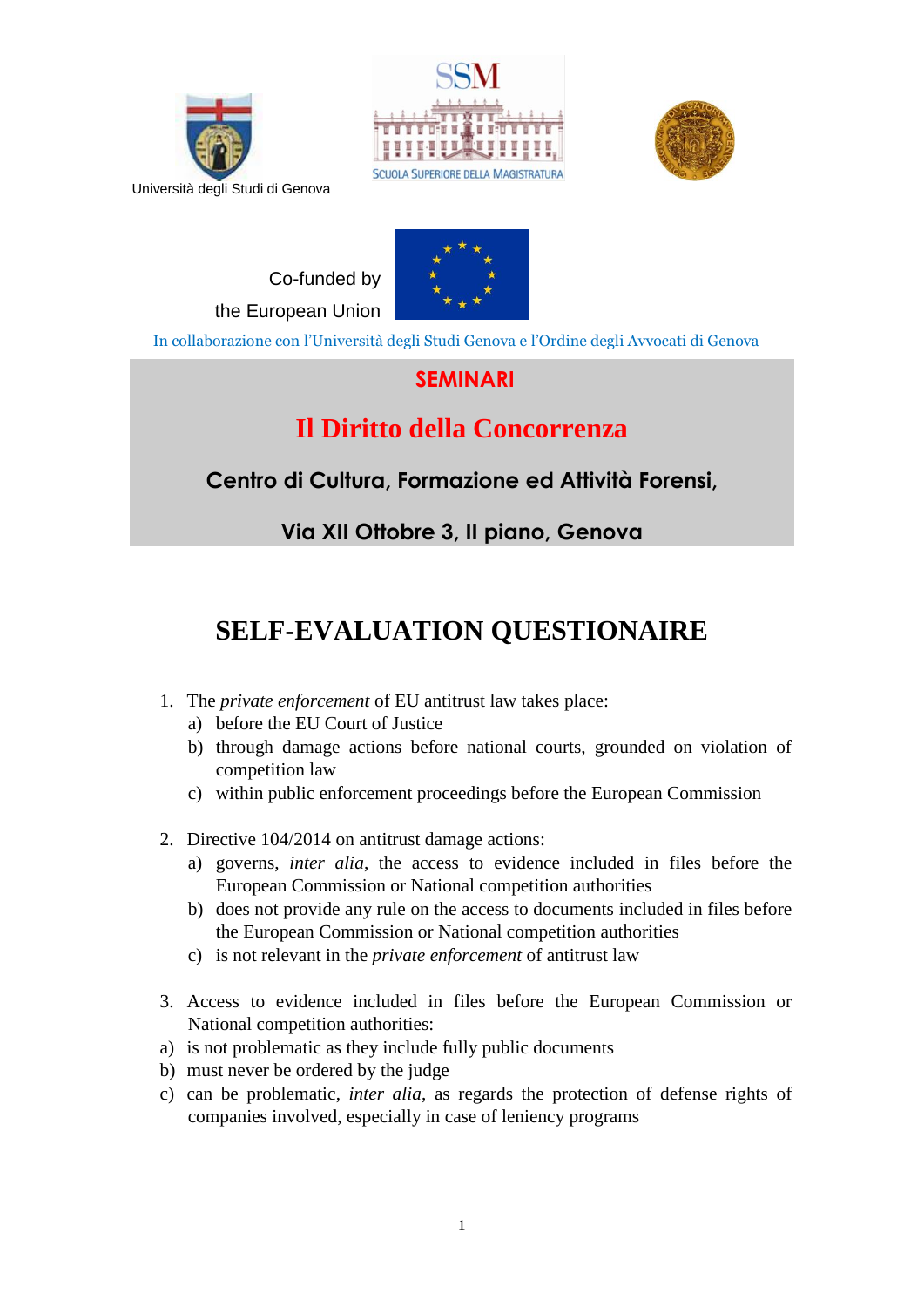Università degli Studi di Genova

SCUOLA SUPERIORE DELLA MAGISTRATURA

Co-funded by
the European Union

In collaborazione con l'Università degli Studi Genova e l'Ordine degli Avvocati di Genova

**SEMINARI**

# Il Diritto della Concorrenza

**Centro di Cultura, Formazione ed Attività Forensi,**

**Via XII Ottobre 3, II piano, Genova**

# SELF-EVALUATION QUESTIONAIRE

1. The *private enforcement* of EU antitrust law takes place:
   a) before the EU Court of Justice
   b) through damage actions before national courts, grounded on violation of competition law
   c) within public enforcement proceedings before the European Commission

2. Directive 104/2014 on antitrust damage actions:
   a) governs, *inter alia*, the access to evidence included in files before the European Commission or National competition authorities
   b) does not provide any rule on the access to documents included in files before the European Commission or National competition authorities
   c) is not relevant in the *private enforcement* of antitrust law

3. Access to evidence included in files before the European Commission or National competition authorities:
   a) is not problematic as they include fully public documents
   b) must never be ordered by the judge
   c) can be problematic, *inter alia*, as regards the protection of defense rights of companies involved, especially in case of leniency programs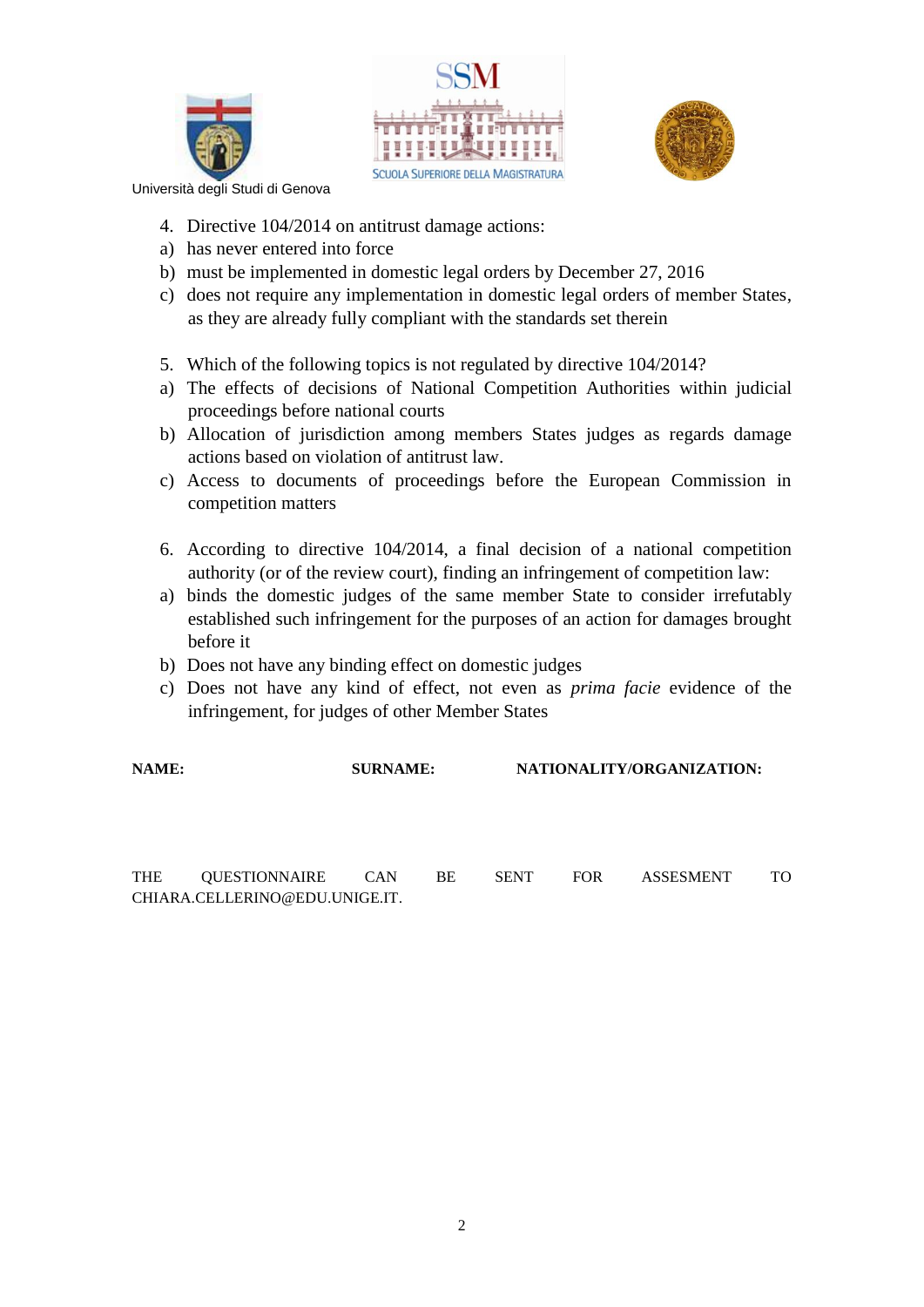Università degli Studi di Genova

4. Directive 104/2014 on antitrust damage actions:
   a) has never entered into force
   b) must be implemented in domestic legal orders by December 27, 2016
   c) does not require any implementation in domestic legal orders of member States, as they are already fully compliant with the standards set therein

5. Which of the following topics is not regulated by directive 104/2014?
   a) The effects of decisions of National Competition Authorities within judicial proceedings before national courts
   b) Allocation of jurisdiction among members States judges as regards damage actions based on violation of antitrust law.
   c) Access to documents of proceedings before the European Commission in competition matters

6. According to directive 104/2014, a final decision of a national competition authority (or of the review court), finding an infringement of competition law:
   a) binds the domestic judges of the same member State to consider irrefutably established such infringement for the purposes of an action for damages brought before it
   b) Does not have any binding effect on domestic judges
   c) Does not have any kind of effect, not even as *prima facie* evidence of the infringement, for judges of other Member States

**NAME:** **SURNAME:** **NATIONALITY/ORGANIZATION:**

THE QUESTIONNAIRE CAN BE SENT FOR ASSESMENT TO CHIARA.CELLERINO@EDU.UNIGE.IT.